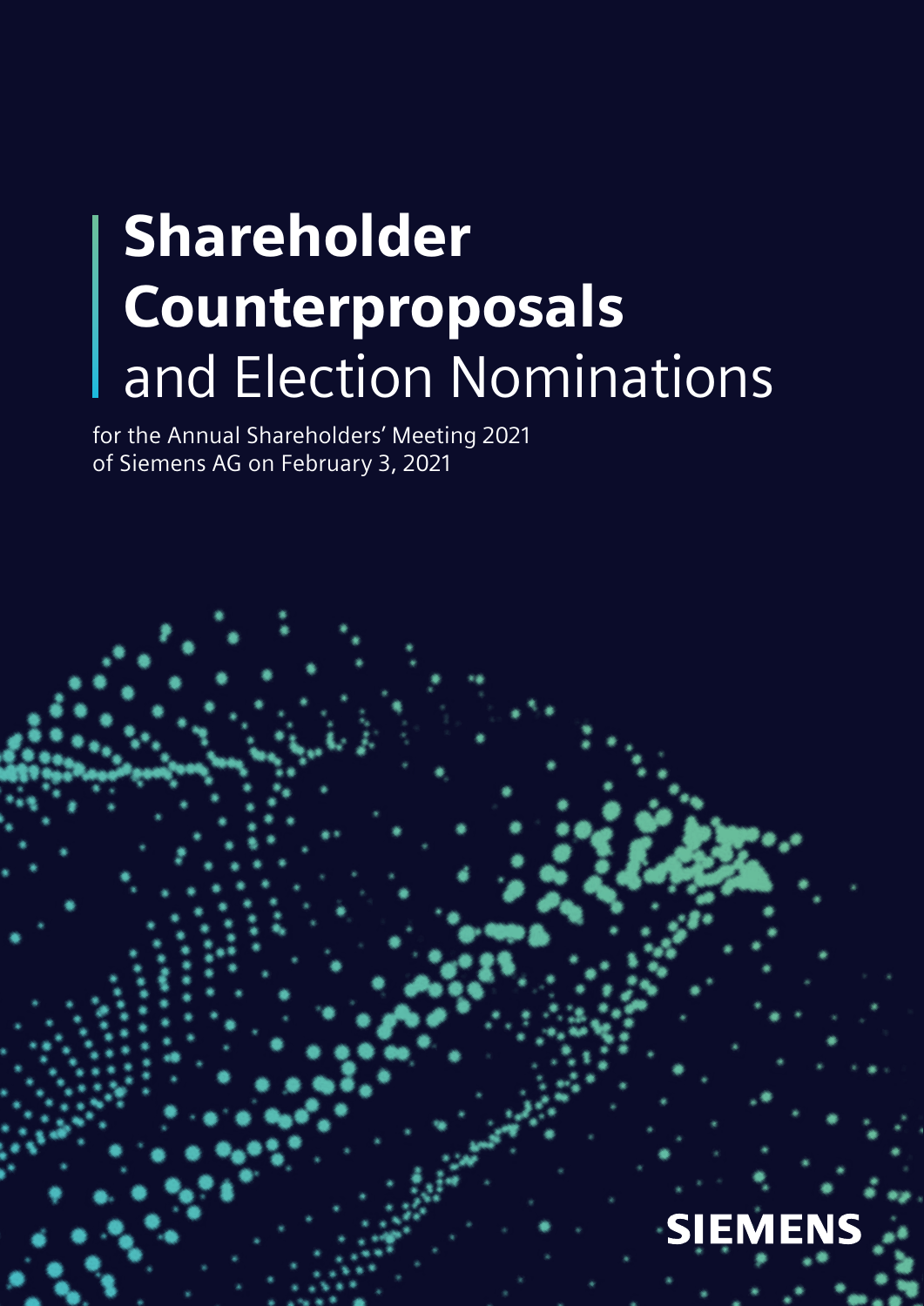# Shareholder Counterproposals and Election Nominations

for the Annual Shareholders' Meeting 2021
of Siemens AG on February 3, 2021

SIEMENS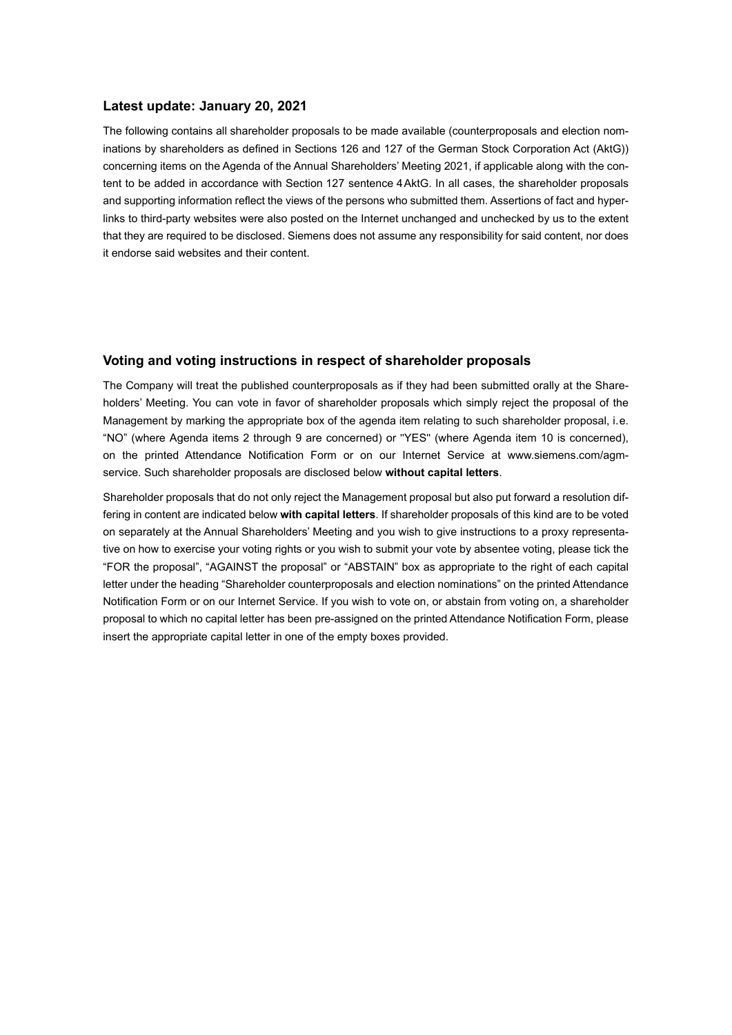## Latest update: January 20, 2021

The following contains all shareholder proposals to be made available (counterproposals and election nominations by shareholders as defined in Sections 126 and 127 of the German Stock Corporation Act (AktG)) concerning items on the Agenda of the Annual Shareholders' Meeting 2021, if applicable along with the content to be added in accordance with Section 127 sentence 4 AktG. In all cases, the shareholder proposals and supporting information reflect the views of the persons who submitted them. Assertions of fact and hyperlinks to third-party websites were also posted on the Internet unchanged and unchecked by us to the extent that they are required to be disclosed. Siemens does not assume any responsibility for said content, nor does it endorse said websites and their content.

## Voting and voting instructions in respect of shareholder proposals

The Company will treat the published counterproposals as if they had been submitted orally at the Shareholders' Meeting. You can vote in favor of shareholder proposals which simply reject the proposal of the Management by marking the appropriate box of the agenda item relating to such shareholder proposal, i.e. "NO" (where Agenda items 2 through 9 are concerned) or "YES" (where Agenda item 10 is concerned), on the printed Attendance Notification Form or on our Internet Service at www.siemens.com/agm-service. Such shareholder proposals are disclosed below **without capital letters**.

Shareholder proposals that do not only reject the Management proposal but also put forward a resolution differing in content are indicated below **with capital letters**. If shareholder proposals of this kind are to be voted on separately at the Annual Shareholders' Meeting and you wish to give instructions to a proxy representative on how to exercise your voting rights or you wish to submit your vote by absentee voting, please tick the "FOR the proposal", "AGAINST the proposal" or "ABSTAIN" box as appropriate to the right of each capital letter under the heading "Shareholder counterproposals and election nominations" on the printed Attendance Notification Form or on our Internet Service. If you wish to vote on, or abstain from voting on, a shareholder proposal to which no capital letter has been pre-assigned on the printed Attendance Notification Form, please insert the appropriate capital letter in one of the empty boxes provided.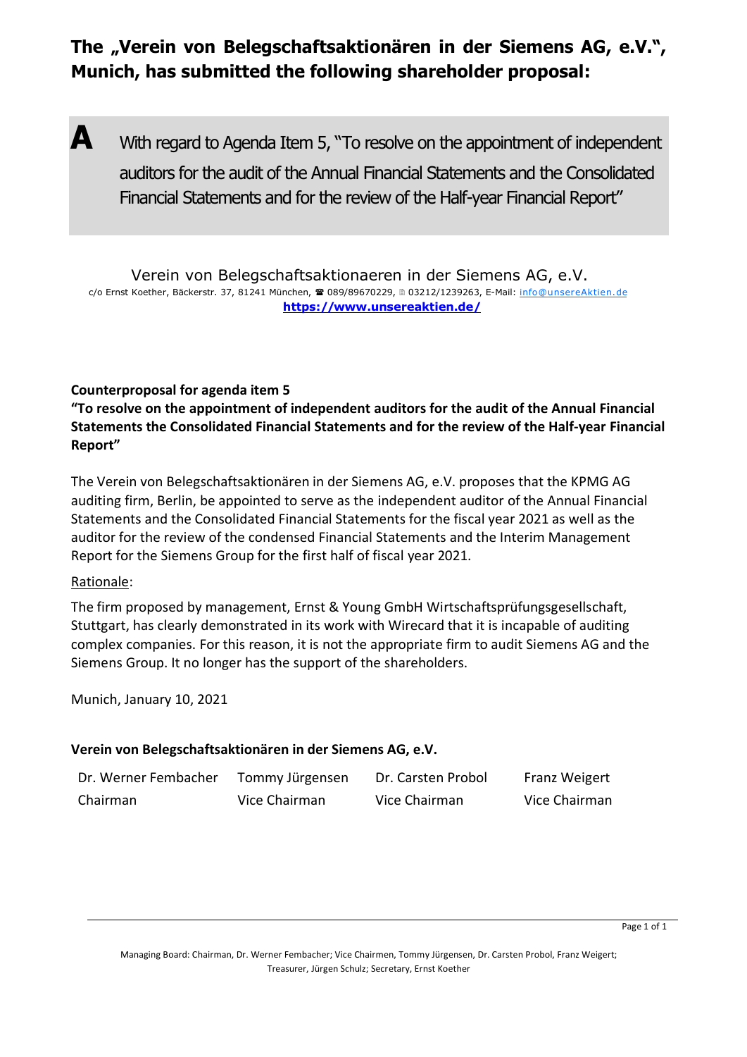# The „Verein von Belegschaftsaktionären in der Siemens AG, e.V.", Munich, has submitted the following shareholder proposal:

**A** With regard to Agenda Item 5, "To resolve on the appointment of independent auditors for the audit of the Annual Financial Statements and the Consolidated Financial Statements and for the review of the Half-year Financial Report"

Verein von Belegschaftsaktionaeren in der Siemens AG, e.V.
c/o Ernst Koether, Bäckerstr. 37, 81241 München, ☎ 089/89670229, 03212/1239263, E-Mail: info@unsereAktien.de
**https://www.unsereaktien.de/**

**Counterproposal for agenda item 5**
**"To resolve on the appointment of independent auditors for the audit of the Annual Financial Statements the Consolidated Financial Statements and for the review of the Half-year Financial Report"**

The Verein von Belegschaftsaktionären in der Siemens AG, e.V. proposes that the KPMG AG auditing firm, Berlin, be appointed to serve as the independent auditor of the Annual Financial Statements and the Consolidated Financial Statements for the fiscal year 2021 as well as the auditor for the review of the condensed Financial Statements and the Interim Management Report for the Siemens Group for the first half of fiscal year 2021.

Rationale:

The firm proposed by management, Ernst & Young GmbH Wirtschaftsprüfungsgesellschaft, Stuttgart, has clearly demonstrated in its work with Wirecard that it is incapable of auditing complex companies. For this reason, it is not the appropriate firm to audit Siemens AG and the Siemens Group. It no longer has the support of the shareholders.

Munich, January 10, 2021

**Verein von Belegschaftsaktionären in der Siemens AG, e.V.**

| | | | |
|---|---|---|---|
| Dr. Werner Fembacher | Tommy Jürgensen | Dr. Carsten Probol | Franz Weigert |
| Chairman | Vice Chairman | Vice Chairman | Vice Chairman |

Managing Board: Chairman, Dr. Werner Fembacher; Vice Chairmen, Tommy Jürgensen, Dr. Carsten Probol, Franz Weigert; Treasurer, Jürgen Schulz; Secretary, Ernst Koether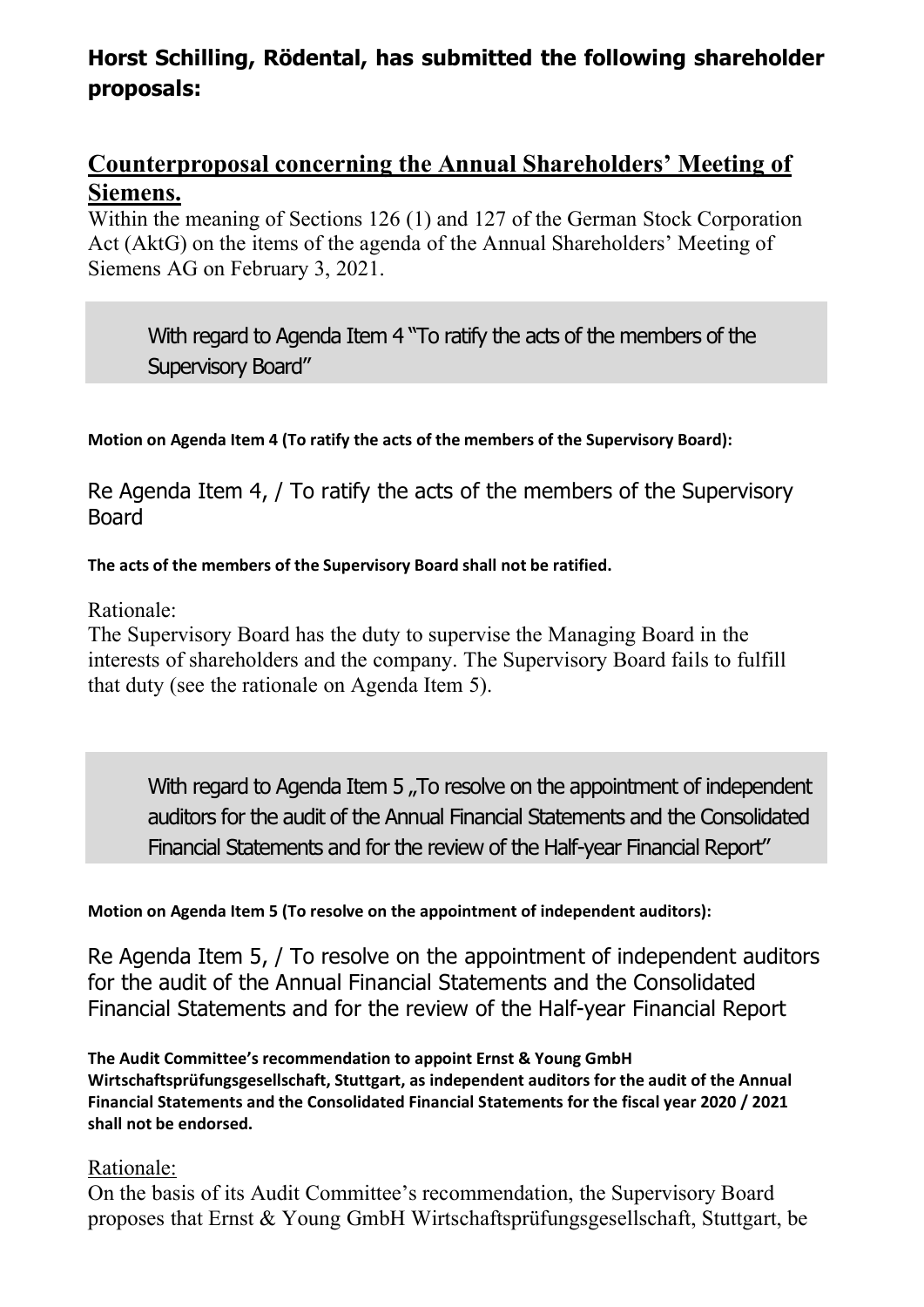### Horst Schilling, Rödental, has submitted the following shareholder proposals:

## Counterproposal concerning the Annual Shareholders' Meeting of Siemens.

Within the meaning of Sections 126 (1) and 127 of the German Stock Corporation Act (AktG) on the items of the agenda of the Annual Shareholders' Meeting of Siemens AG on February 3, 2021.

With regard to Agenda Item 4 "To ratify the acts of the members of the Supervisory Board"

**Motion on Agenda Item 4 (To ratify the acts of the members of the Supervisory Board):**

Re Agenda Item 4, / To ratify the acts of the members of the Supervisory Board

**The acts of the members of the Supervisory Board shall not be ratified.**

Rationale:
The Supervisory Board has the duty to supervise the Managing Board in the interests of shareholders and the company. The Supervisory Board fails to fulfill that duty (see the rationale on Agenda Item 5).

With regard to Agenda Item 5 „To resolve on the appointment of independent auditors for the audit of the Annual Financial Statements and the Consolidated Financial Statements and for the review of the Half-year Financial Report"

**Motion on Agenda Item 5 (To resolve on the appointment of independent auditors):**

Re Agenda Item 5, / To resolve on the appointment of independent auditors for the audit of the Annual Financial Statements and the Consolidated Financial Statements and for the review of the Half-year Financial Report

**The Audit Committee's recommendation to appoint Ernst & Young GmbH Wirtschaftsprüfungsgesellschaft, Stuttgart, as independent auditors for the audit of the Annual Financial Statements and the Consolidated Financial Statements for the fiscal year 2020 / 2021 shall not be endorsed.**

Rationale:
On the basis of its Audit Committee's recommendation, the Supervisory Board proposes that Ernst & Young GmbH Wirtschaftsprüfungsgesellschaft, Stuttgart, be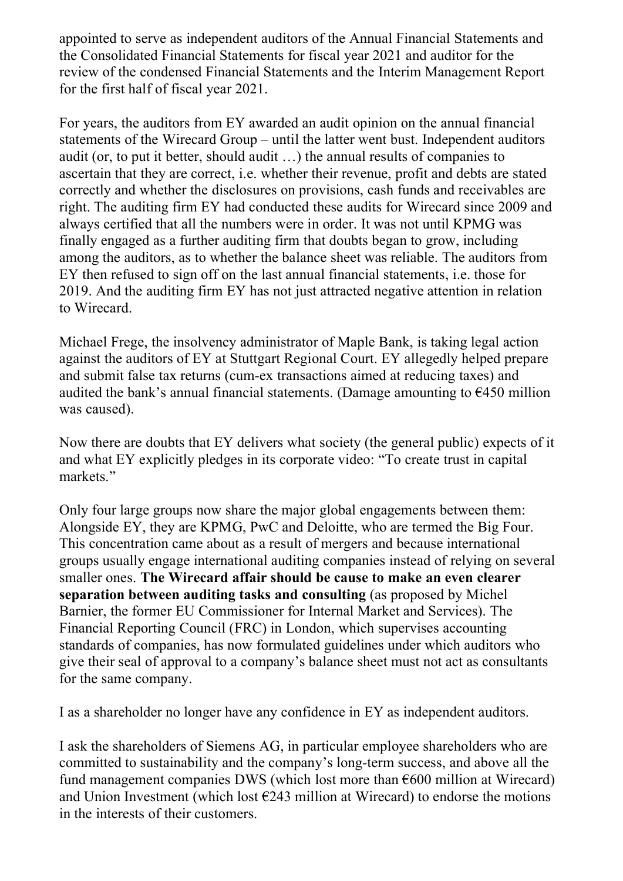appointed to serve as independent auditors of the Annual Financial Statements and the Consolidated Financial Statements for fiscal year 2021 and auditor for the review of the condensed Financial Statements and the Interim Management Report for the first half of fiscal year 2021.

For years, the auditors from EY awarded an audit opinion on the annual financial statements of the Wirecard Group – until the latter went bust. Independent auditors audit (or, to put it better, should audit …) the annual results of companies to ascertain that they are correct, i.e. whether their revenue, profit and debts are stated correctly and whether the disclosures on provisions, cash funds and receivables are right. The auditing firm EY had conducted these audits for Wirecard since 2009 and always certified that all the numbers were in order. It was not until KPMG was finally engaged as a further auditing firm that doubts began to grow, including among the auditors, as to whether the balance sheet was reliable. The auditors from EY then refused to sign off on the last annual financial statements, i.e. those for 2019. And the auditing firm EY has not just attracted negative attention in relation to Wirecard.

Michael Frege, the insolvency administrator of Maple Bank, is taking legal action against the auditors of EY at Stuttgart Regional Court. EY allegedly helped prepare and submit false tax returns (cum-ex transactions aimed at reducing taxes) and audited the bank's annual financial statements. (Damage amounting to €450 million was caused).

Now there are doubts that EY delivers what society (the general public) expects of it and what EY explicitly pledges in its corporate video: "To create trust in capital markets."

Only four large groups now share the major global engagements between them: Alongside EY, they are KPMG, PwC and Deloitte, who are termed the Big Four. This concentration came about as a result of mergers and because international groups usually engage international auditing companies instead of relying on several smaller ones. **The Wirecard affair should be cause to make an even clearer separation between auditing tasks and consulting** (as proposed by Michel Barnier, the former EU Commissioner for Internal Market and Services). The Financial Reporting Council (FRC) in London, which supervises accounting standards of companies, has now formulated guidelines under which auditors who give their seal of approval to a company's balance sheet must not act as consultants for the same company.

I as a shareholder no longer have any confidence in EY as independent auditors.

I ask the shareholders of Siemens AG, in particular employee shareholders who are committed to sustainability and the company's long-term success, and above all the fund management companies DWS (which lost more than €600 million at Wirecard) and Union Investment (which lost €243 million at Wirecard) to endorse the motions in the interests of their customers.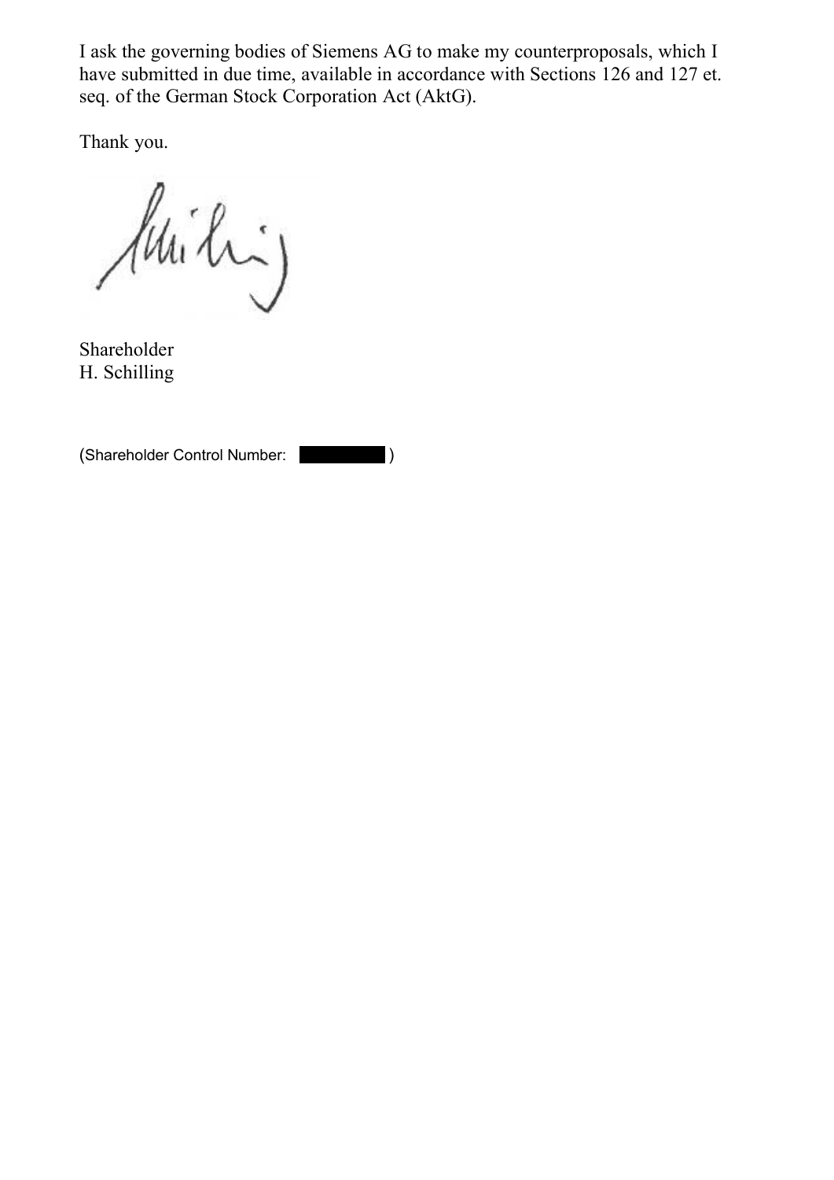I ask the governing bodies of Siemens AG to make my counterproposals, which I have submitted in due time, available in accordance with Sections 126 and 127 et. seq. of the German Stock Corporation Act (AktG).

Thank you.

Shareholder
H. Schilling

(Shareholder Control Number: )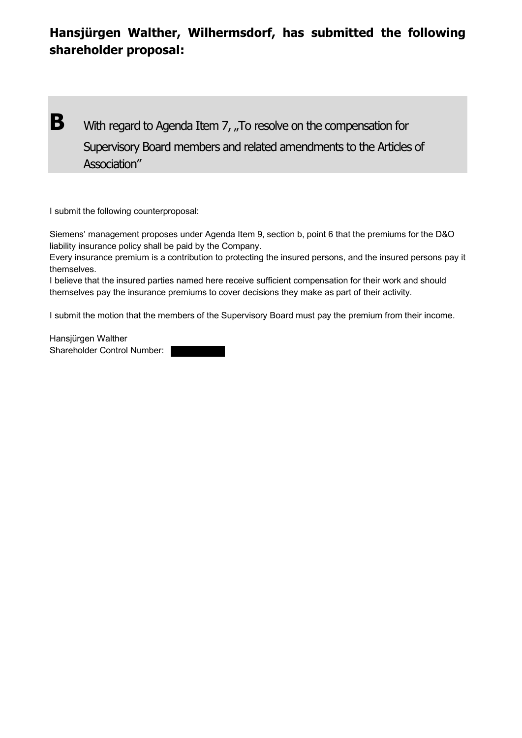**Hansjürgen Walther, Wilhermsdorf, has submitted the following shareholder proposal:**

## B With regard to Agenda Item 7, „To resolve on the compensation for Supervisory Board members and related amendments to the Articles of Association"

I submit the following counterproposal:

Siemens' management proposes under Agenda Item 9, section b, point 6 that the premiums for the D&O liability insurance policy shall be paid by the Company.
Every insurance premium is a contribution to protecting the insured persons, and the insured persons pay it themselves.
I believe that the insured parties named here receive sufficient compensation for their work and should themselves pay the insurance premiums to cover decisions they make as part of their activity.

I submit the motion that the members of the Supervisory Board must pay the premium from their income.

Hansjürgen Walther
Shareholder Control Number: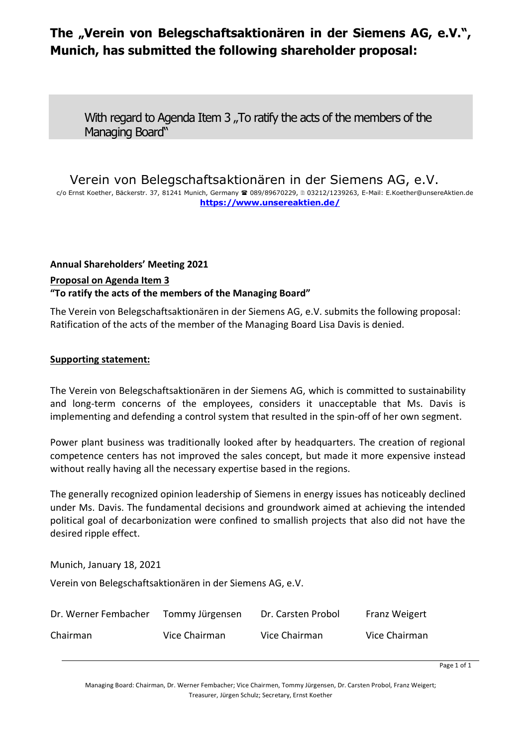# The „Verein von Belegschaftsaktionären in der Siemens AG, e.V.", Munich, has submitted the following shareholder proposal:

With regard to Agenda Item 3 „To ratify the acts of the members of the Managing Board"

Verein von Belegschaftsaktionären in der Siemens AG, e.V.

c/o Ernst Koether, Bäckerstr. 37, 81241 Munich, Germany ☎ 089/89670229, 🖷 03212/1239263, E-Mail: E.Koether@unsereAktien.de
**https://www.unsereaktien.de/**

**Annual Shareholders' Meeting 2021**

**Proposal on Agenda Item 3**
**"To ratify the acts of the members of the Managing Board"**

The Verein von Belegschaftsaktionären in der Siemens AG, e.V. submits the following proposal: Ratification of the acts of the member of the Managing Board Lisa Davis is denied.

**Supporting statement:**

The Verein von Belegschaftsaktionären in der Siemens AG, which is committed to sustainability and long-term concerns of the employees, considers it unacceptable that Ms. Davis is implementing and defending a control system that resulted in the spin-off of her own segment.

Power plant business was traditionally looked after by headquarters. The creation of regional competence centers has not improved the sales concept, but made it more expensive instead without really having all the necessary expertise based in the regions.

The generally recognized opinion leadership of Siemens in energy issues has noticeably declined under Ms. Davis. The fundamental decisions and groundwork aimed at achieving the intended political goal of decarbonization were confined to smallish projects that also did not have the desired ripple effect.

Munich, January 18, 2021

Verein von Belegschaftsaktionären in der Siemens AG, e.V.

| | | | |
|---|---|---|---|
| Dr. Werner Fembacher | Tommy Jürgensen | Dr. Carsten Probol | Franz Weigert |
| Chairman | Vice Chairman | Vice Chairman | Vice Chairman |

Managing Board: Chairman, Dr. Werner Fembacher; Vice Chairmen, Tommy Jürgensen, Dr. Carsten Probol, Franz Weigert; Treasurer, Jürgen Schulz; Secretary, Ernst Koether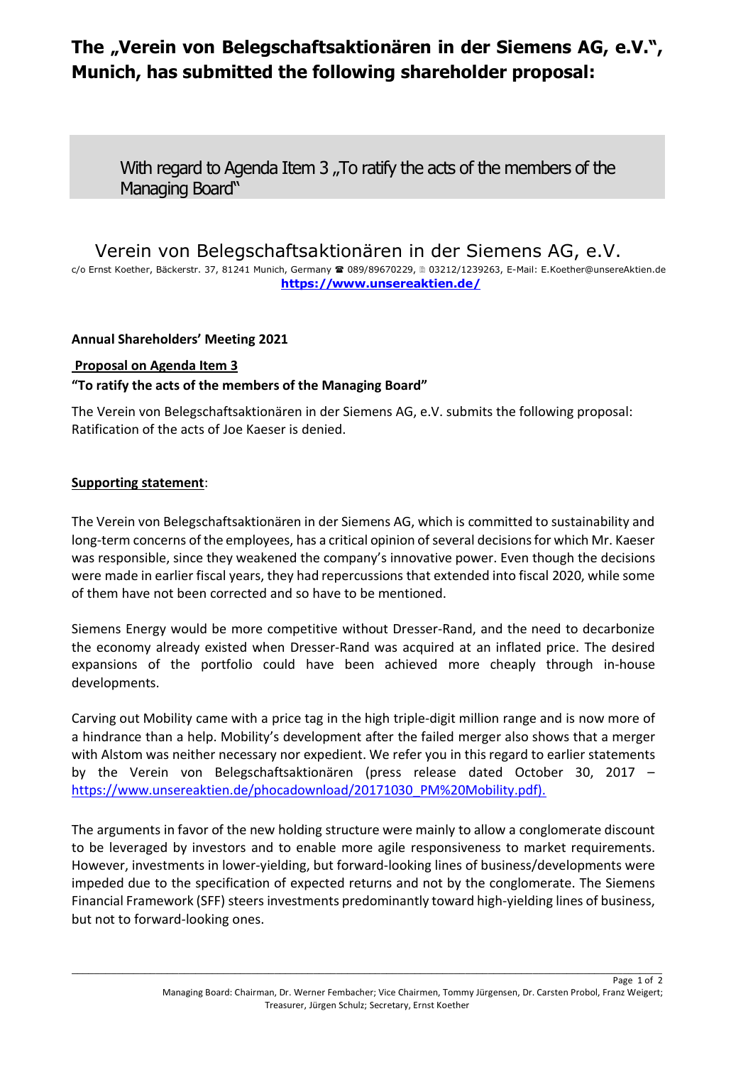# The „Verein von Belegschaftsaktionären in der Siemens AG, e.V.", Munich, has submitted the following shareholder proposal:

With regard to Agenda Item 3 „To ratify the acts of the members of the Managing Board"

Verein von Belegschaftsaktionären in der Siemens AG, e.V.

c/o Ernst Koether, Bäckerstr. 37, 81241 Munich, Germany ☎ 089/89670229, 03212/1239263, E-Mail: E.Koether@unsereAktien.de

**https://www.unsereaktien.de/**

**Annual Shareholders' Meeting 2021**

**Proposal on Agenda Item 3**

**"To ratify the acts of the members of the Managing Board"**

The Verein von Belegschaftsaktionären in der Siemens AG, e.V. submits the following proposal: Ratification of the acts of Joe Kaeser is denied.

**Supporting statement**:

The Verein von Belegschaftsaktionären in der Siemens AG, which is committed to sustainability and long-term concerns of the employees, has a critical opinion of several decisions for which Mr. Kaeser was responsible, since they weakened the company's innovative power. Even though the decisions were made in earlier fiscal years, they had repercussions that extended into fiscal 2020, while some of them have not been corrected and so have to be mentioned.

Siemens Energy would be more competitive without Dresser-Rand, and the need to decarbonize the economy already existed when Dresser-Rand was acquired at an inflated price. The desired expansions of the portfolio could have been achieved more cheaply through in-house developments.

Carving out Mobility came with a price tag in the high triple-digit million range and is now more of a hindrance than a help. Mobility's development after the failed merger also shows that a merger with Alstom was neither necessary nor expedient. We refer you in this regard to earlier statements by the Verein von Belegschaftsaktionären (press release dated October 30, 2017 – https://www.unsereaktien.de/phocadownload/20171030_PM%20Mobility.pdf).

The arguments in favor of the new holding structure were mainly to allow a conglomerate discount to be leveraged by investors and to enable more agile responsiveness to market requirements. However, investments in lower-yielding, but forward-looking lines of business/developments were impeded due to the specification of expected returns and not by the conglomerate. The Siemens Financial Framework (SFF) steers investments predominantly toward high-yielding lines of business, but not to forward-looking ones.

Managing Board: Chairman, Dr. Werner Fembacher; Vice Chairmen, Tommy Jürgensen, Dr. Carsten Probol, Franz Weigert; Treasurer, Jürgen Schulz; Secretary, Ernst Koether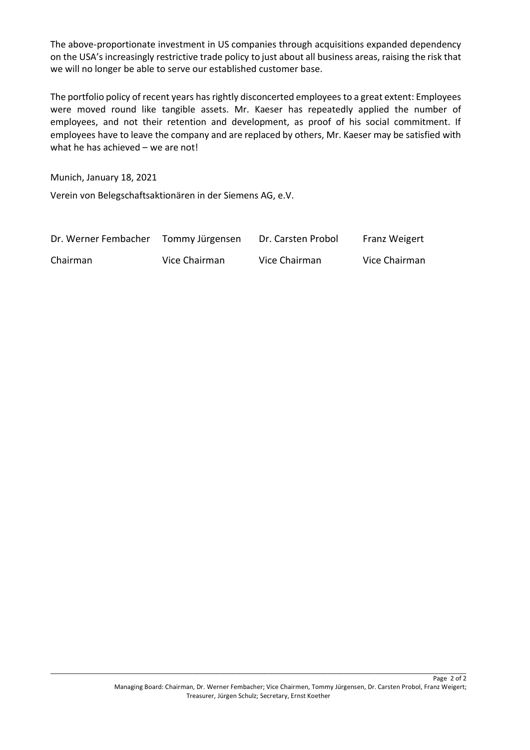The above-proportionate investment in US companies through acquisitions expanded dependency on the USA's increasingly restrictive trade policy to just about all business areas, raising the risk that we will no longer be able to serve our established customer base.

The portfolio policy of recent years has rightly disconcerted employees to a great extent: Employees were moved round like tangible assets. Mr. Kaeser has repeatedly applied the number of employees, and not their retention and development, as proof of his social commitment. If employees have to leave the company and are replaced by others, Mr. Kaeser may be satisfied with what he has achieved – we are not!

Munich, January 18, 2021

Verein von Belegschaftsaktionären in der Siemens AG, e.V.

| | | | |
|---|---|---|---|
| Dr. Werner Fembacher | Tommy Jürgensen | Dr. Carsten Probol | Franz Weigert |
| Chairman | Vice Chairman | Vice Chairman | Vice Chairman |

Managing Board: Chairman, Dr. Werner Fembacher; Vice Chairmen, Tommy Jürgensen, Dr. Carsten Probol, Franz Weigert; Treasurer, Jürgen Schulz; Secretary, Ernst Koether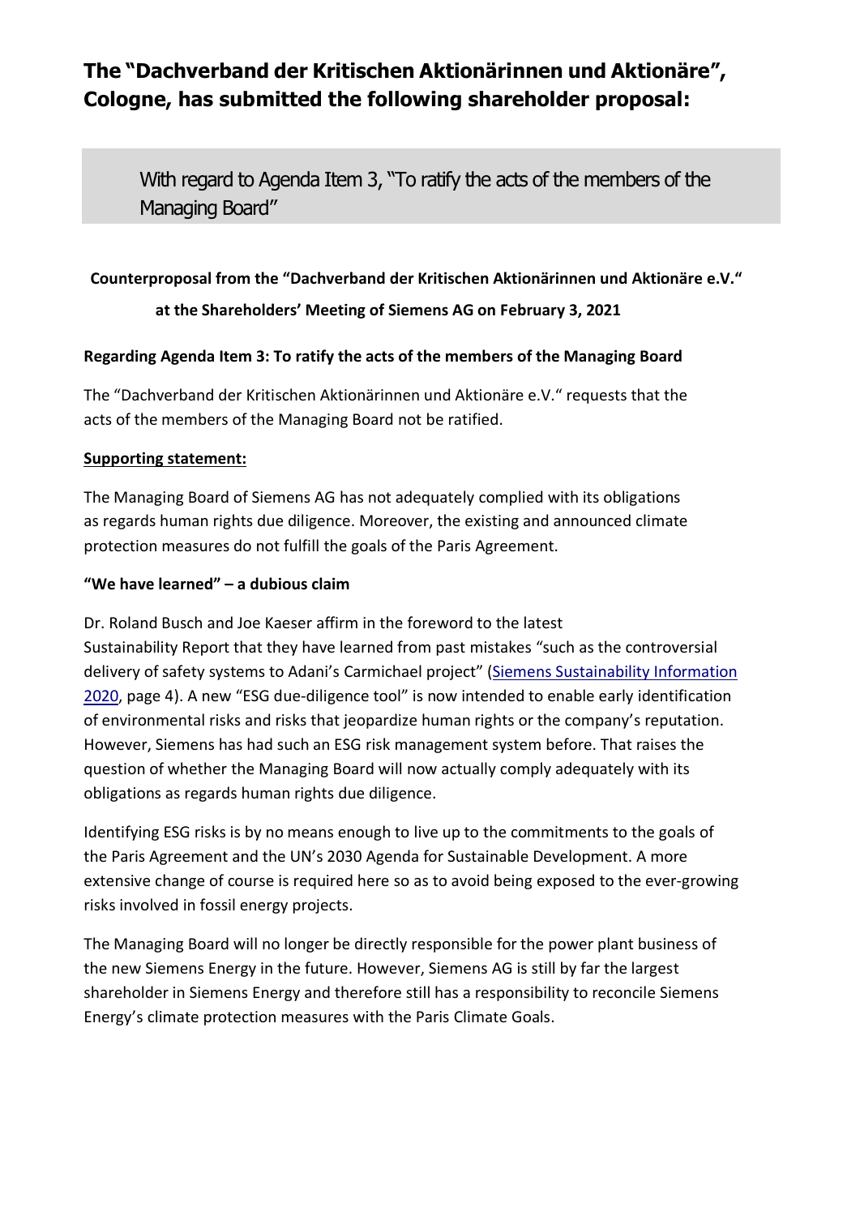# The "Dachverband der Kritischen Aktionärinnen und Aktionäre", Cologne, has submitted the following shareholder proposal:

With regard to Agenda Item 3, "To ratify the acts of the members of the Managing Board"

**Counterproposal from the "Dachverband der Kritischen Aktionärinnen und Aktionäre e.V." at the Shareholders' Meeting of Siemens AG on February 3, 2021**

**Regarding Agenda Item 3: To ratify the acts of the members of the Managing Board**

The "Dachverband der Kritischen Aktionärinnen und Aktionäre e.V." requests that the acts of the members of the Managing Board not be ratified.

**Supporting statement:**

The Managing Board of Siemens AG has not adequately complied with its obligations as regards human rights due diligence. Moreover, the existing and announced climate protection measures do not fulfill the goals of the Paris Agreement.

**"We have learned" – a dubious claim**

Dr. Roland Busch and Joe Kaeser affirm in the foreword to the latest Sustainability Report that they have learned from past mistakes "such as the controversial delivery of safety systems to Adani's Carmichael project" (Siemens Sustainability Information 2020, page 4). A new "ESG due-diligence tool" is now intended to enable early identification of environmental risks and risks that jeopardize human rights or the company's reputation. However, Siemens has had such an ESG risk management system before. That raises the question of whether the Managing Board will now actually comply adequately with its obligations as regards human rights due diligence.

Identifying ESG risks is by no means enough to live up to the commitments to the goals of the Paris Agreement and the UN's 2030 Agenda for Sustainable Development. A more extensive change of course is required here so as to avoid being exposed to the ever-growing risks involved in fossil energy projects.

The Managing Board will no longer be directly responsible for the power plant business of the new Siemens Energy in the future. However, Siemens AG is still by far the largest shareholder in Siemens Energy and therefore still has a responsibility to reconcile Siemens Energy's climate protection measures with the Paris Climate Goals.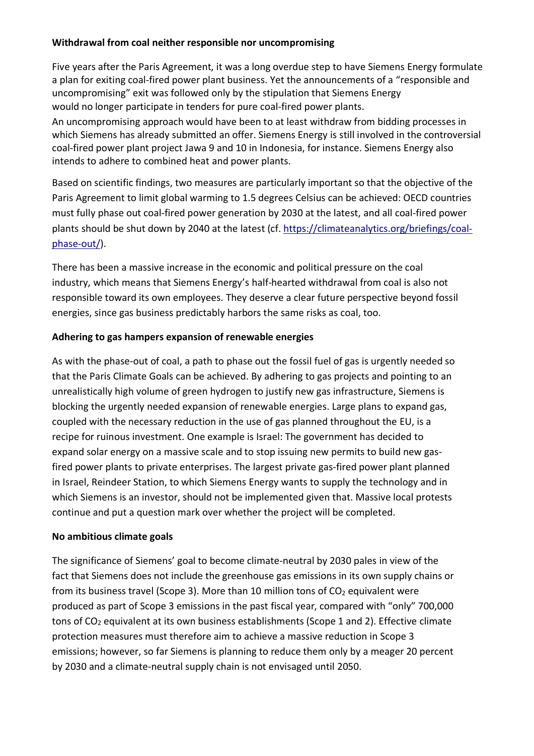**Withdrawal from coal neither responsible nor uncompromising**

Five years after the Paris Agreement, it was a long overdue step to have Siemens Energy formulate a plan for exiting coal-fired power plant business. Yet the announcements of a "responsible and uncompromising" exit was followed only by the stipulation that Siemens Energy would no longer participate in tenders for pure coal-fired power plants.

An uncompromising approach would have been to at least withdraw from bidding processes in which Siemens has already submitted an offer. Siemens Energy is still involved in the controversial coal-fired power plant project Jawa 9 and 10 in Indonesia, for instance. Siemens Energy also intends to adhere to combined heat and power plants.

Based on scientific findings, two measures are particularly important so that the objective of the Paris Agreement to limit global warming to 1.5 degrees Celsius can be achieved: OECD countries must fully phase out coal-fired power generation by 2030 at the latest, and all coal-fired power plants should be shut down by 2040 at the latest (cf. https://climateanalytics.org/briefings/coal-phase-out/).

There has been a massive increase in the economic and political pressure on the coal industry, which means that Siemens Energy's half-hearted withdrawal from coal is also not responsible toward its own employees. They deserve a clear future perspective beyond fossil energies, since gas business predictably harbors the same risks as coal, too.

**Adhering to gas hampers expansion of renewable energies**

As with the phase-out of coal, a path to phase out the fossil fuel of gas is urgently needed so that the Paris Climate Goals can be achieved. By adhering to gas projects and pointing to an unrealistically high volume of green hydrogen to justify new gas infrastructure, Siemens is blocking the urgently needed expansion of renewable energies. Large plans to expand gas, coupled with the necessary reduction in the use of gas planned throughout the EU, is a recipe for ruinous investment. One example is Israel: The government has decided to expand solar energy on a massive scale and to stop issuing new permits to build new gas-fired power plants to private enterprises. The largest private gas-fired power plant planned in Israel, Reindeer Station, to which Siemens Energy wants to supply the technology and in which Siemens is an investor, should not be implemented given that. Massive local protests continue and put a question mark over whether the project will be completed.

**No ambitious climate goals**

The significance of Siemens' goal to become climate-neutral by 2030 pales in view of the fact that Siemens does not include the greenhouse gas emissions in its own supply chains or from its business travel (Scope 3). More than 10 million tons of $CO_2$ equivalent were produced as part of Scope 3 emissions in the past fiscal year, compared with "only" 700,000 tons of $CO_2$ equivalent at its own business establishments (Scope 1 and 2). Effective climate protection measures must therefore aim to achieve a massive reduction in Scope 3 emissions; however, so far Siemens is planning to reduce them only by a meager 20 percent by 2030 and a climate-neutral supply chain is not envisaged until 2050.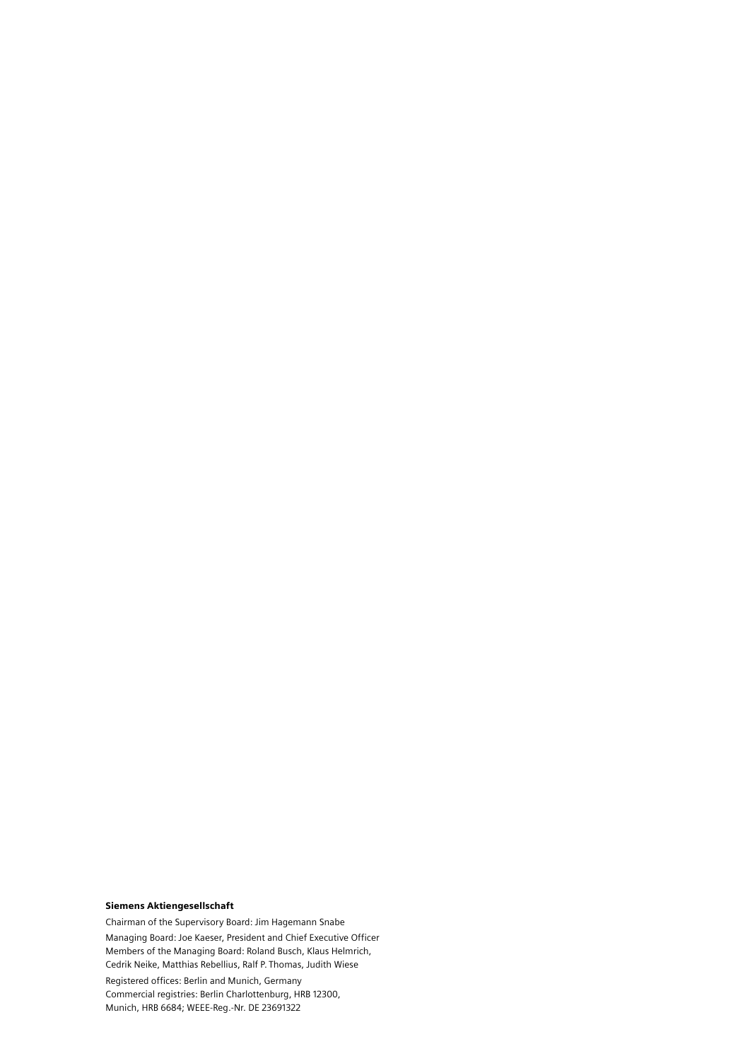**Siemens Aktiengesellschaft**

Chairman of the Supervisory Board: Jim Hagemann Snabe
Managing Board: Joe Kaeser, President and Chief Executive Officer
Members of the Managing Board: Roland Busch, Klaus Helmrich,
Cedrik Neike, Matthias Rebellius, Ralf P. Thomas, Judith Wiese

Registered offices: Berlin and Munich, Germany
Commercial registries: Berlin Charlottenburg, HRB 12300,
Munich, HRB 6684; WEEE-Reg.-Nr. DE 23691322